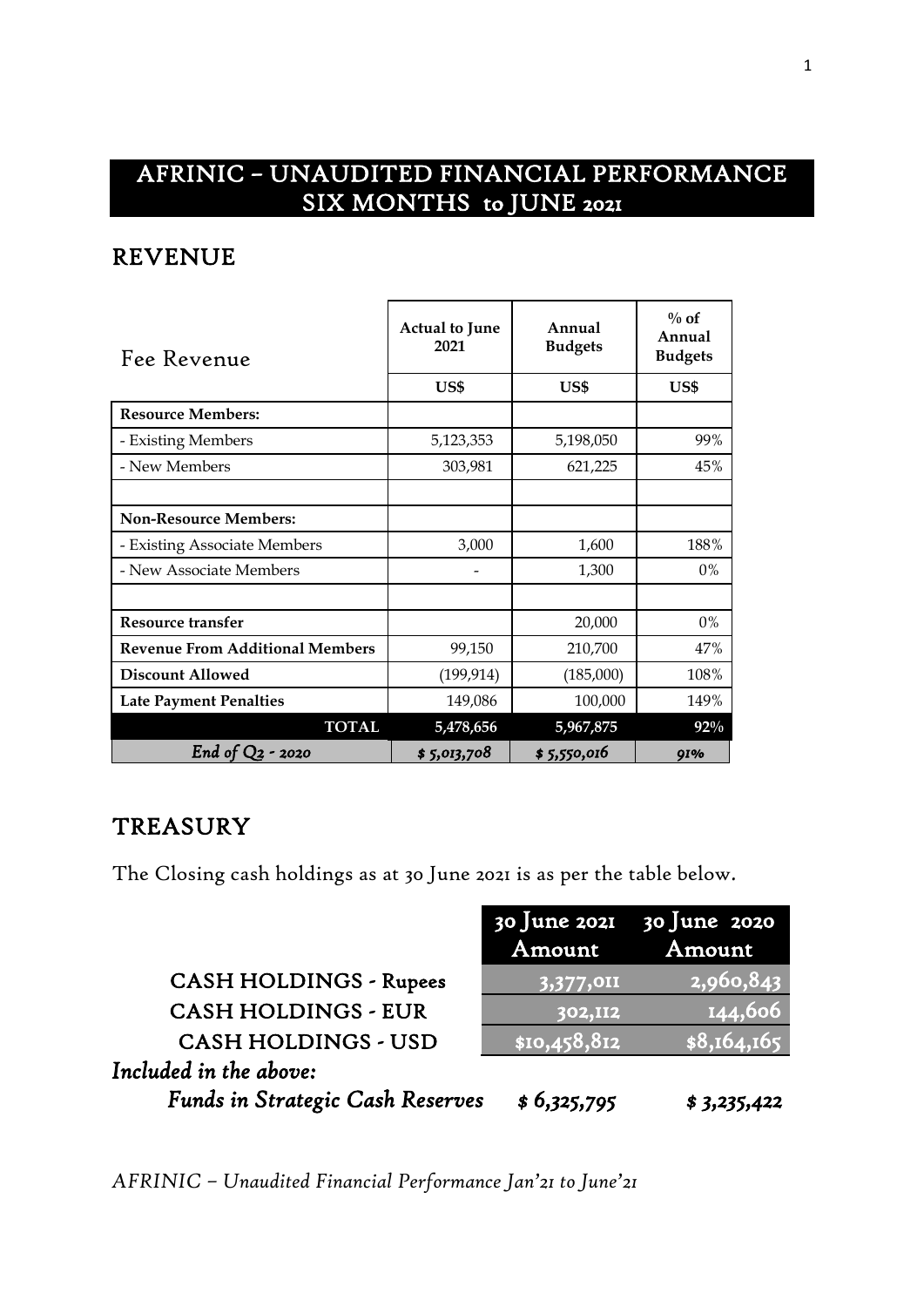# AFRINIC – UNAUDITED FINANCIAL PERFORMANCE SIX MONTHS to JUNE 2021

## REVENUE

| Fee Revenue | Actual to June 2021 | Annual Budgets | % of Annual Budgets |
|---|---|---|---|
| | US$ | US$ | US$ |
| **Resource Members:** | | | |
| - Existing Members | 5,123,353 | 5,198,050 | 99% |
| - New Members | 303,981 | 621,225 | 45% |
| | | | |
| **Non-Resource Members:** | | | |
| - Existing Associate Members | 3,000 | 1,600 | 188% |
| - New Associate Members | - | 1,300 | 0% |
| | | | |
| **Resource transfer** | | 20,000 | 0% |
| **Revenue From Additional Members** | 99,150 | 210,700 | 47% |
| **Discount Allowed** | (199,914) | (185,000) | 108% |
| **Late Payment Penalties** | 149,086 | 100,000 | 149% |
| **TOTAL** | **5,478,656** | **5,967,875** | **92%** |
| *End of Q2 - 2020* | *$ 5,013,708* | *$ 5,550,016* | *91%* |

## TREASURY

The Closing cash holdings as at 30 June 2021 is as per the table below.

| | 30 June 2021 Amount | 30 June 2020 Amount |
|---|---|---|
| CASH HOLDINGS - Rupees | 3,377,011 | 2,960,843 |
| CASH HOLDINGS - EUR | 302,112 | 144,606 |
| CASH HOLDINGS - USD | $10,458,812 | $8,164,165 |
| *Included in the above:* | | |
| *Funds in Strategic Cash Reserves* | *$ 6,325,795* | *$ 3,235,422* |

*AFRINIC – Unaudited Financial Performance Jan'21 to June'21*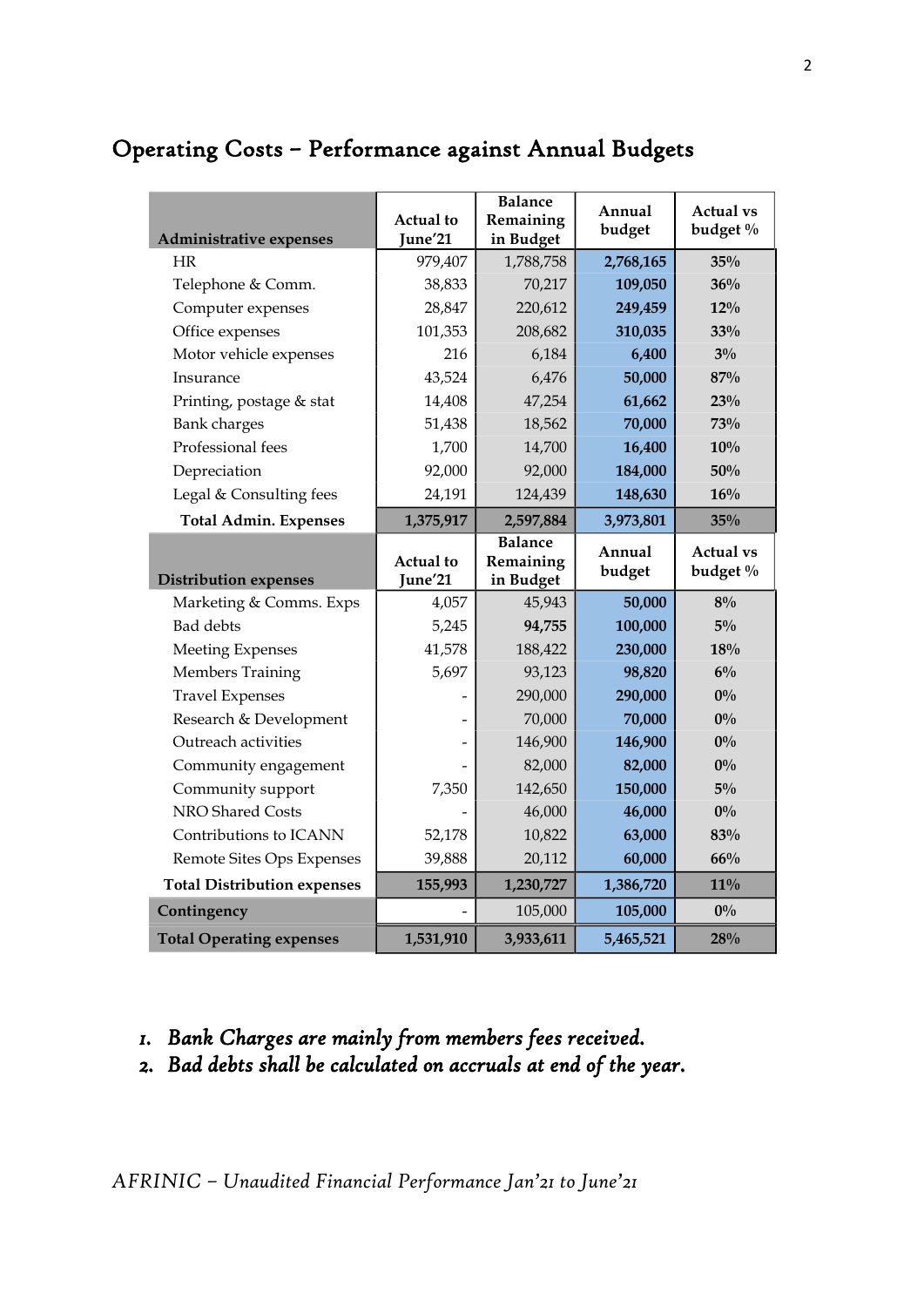## Operating Costs – Performance against Annual Budgets

| Administrative expenses | Actual to June'21 | Balance Remaining in Budget | Annual budget | Actual vs budget % |
|---|---|---|---|---|
| HR | 979,407 | 1,788,758 | **2,768,165** | **35%** |
| Telephone & Comm. | 38,833 | 70,217 | **109,050** | **36%** |
| Computer expenses | 28,847 | 220,612 | **249,459** | **12%** |
| Office expenses | 101,353 | 208,682 | **310,035** | **33%** |
| Motor vehicle expenses | 216 | 6,184 | **6,400** | **3%** |
| Insurance | 43,524 | 6,476 | **50,000** | **87%** |
| Printing, postage & stat | 14,408 | 47,254 | **61,662** | **23%** |
| Bank charges | 51,438 | 18,562 | **70,000** | **73%** |
| Professional fees | 1,700 | 14,700 | **16,400** | **10%** |
| Depreciation | 92,000 | 92,000 | **184,000** | **50%** |
| Legal & Consulting fees | 24,191 | 124,439 | **148,630** | **16%** |
| **Total Admin. Expenses** | **1,375,917** | **2,597,884** | **3,973,801** | **35%** |
| **Distribution expenses** | **Actual to June'21** | **Balance Remaining in Budget** | **Annual budget** | **Actual vs budget %** |
| Marketing & Comms. Exps | 4,057 | 45,943 | **50,000** | **8%** |
| Bad debts | 5,245 | **94,755** | **100,000** | **5%** |
| Meeting Expenses | 41,578 | 188,422 | **230,000** | **18%** |
| Members Training | 5,697 | 93,123 | **98,820** | **6%** |
| Travel Expenses | - | 290,000 | **290,000** | **0%** |
| Research & Development | - | 70,000 | **70,000** | **0%** |
| Outreach activities | - | 146,900 | **146,900** | **0%** |
| Community engagement | - | 82,000 | **82,000** | **0%** |
| Community support | 7,350 | 142,650 | **150,000** | **5%** |
| NRO Shared Costs | - | 46,000 | **46,000** | **0%** |
| Contributions to ICANN | 52,178 | 10,822 | **63,000** | **83%** |
| Remote Sites Ops Expenses | 39,888 | 20,112 | **60,000** | **66%** |
| **Total Distribution expenses** | **155,993** | **1,230,727** | **1,386,720** | **11%** |
| **Contingency** | - | 105,000 | **105,000** | **0%** |
| **Total Operating expenses** | **1,531,910** | **3,933,611** | **5,465,521** | **28%** |

1. *Bank Charges are mainly from members fees received.*
2. *Bad debts shall be calculated on accruals at end of the year.*

*AFRINIC – Unaudited Financial Performance Jan'21 to June'21*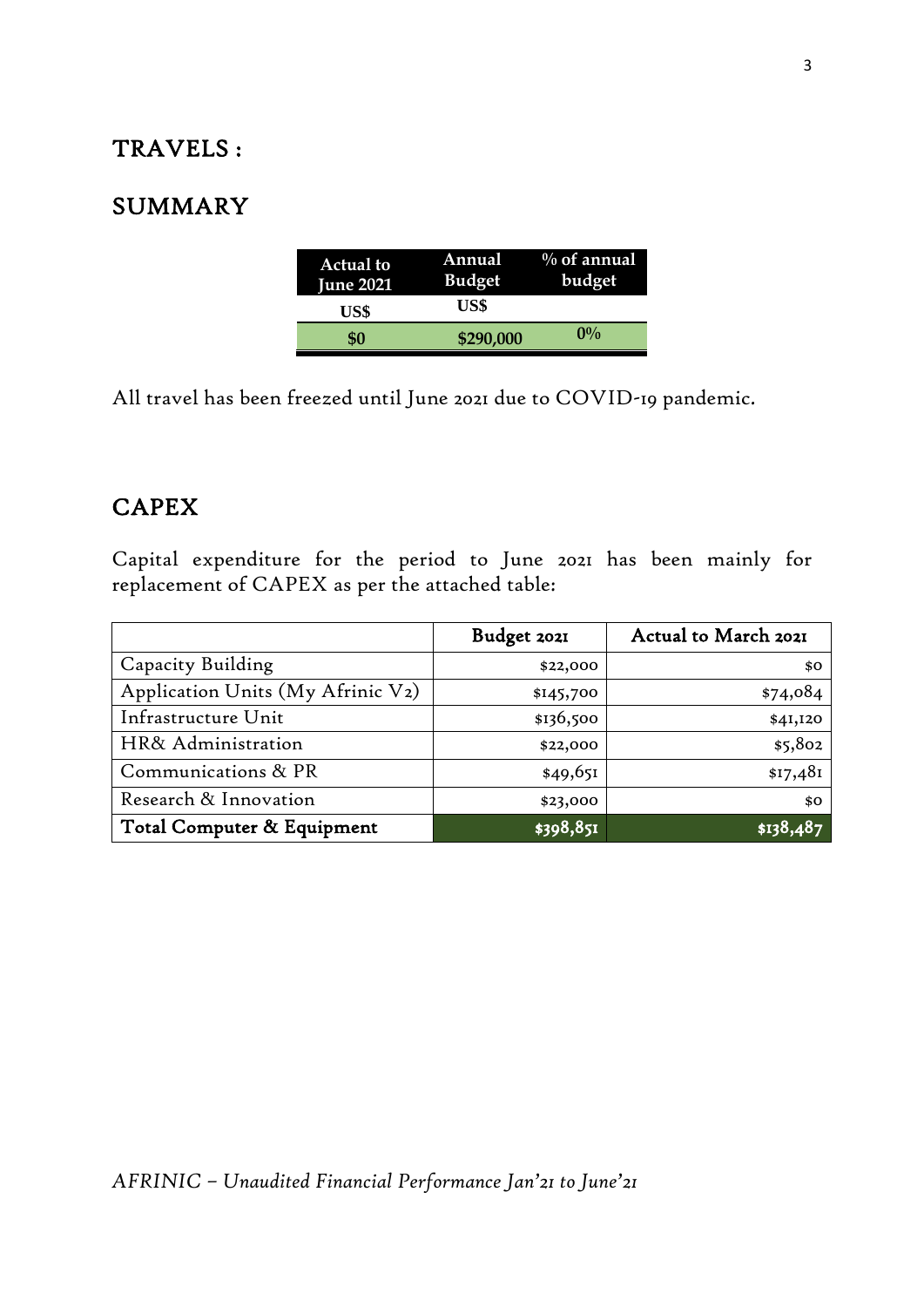## TRAVELS :

## SUMMARY

| Actual to June 2021 | Annual Budget | % of annual budget |
|---|---|---|
| US$ | US$ | |
| $0 | $290,000 | 0% |

All travel has been freezed until June 2021 due to COVID-19 pandemic.

## CAPEX

Capital expenditure for the period to June 2021 has been mainly for replacement of CAPEX as per the attached table:

| | Budget 2021 | Actual to March 2021 |
|---|---|---|
| Capacity Building | $22,000 | $0 |
| Application Units (My Afrinic V2) | $145,700 | $74,084 |
| Infrastructure Unit | $136,500 | $41,120 |
| HR& Administration | $22,000 | $5,802 |
| Communications & PR | $49,651 | $17,481 |
| Research & Innovation | $23,000 | $0 |
| **Total Computer & Equipment** | **$398,851** | **$138,487** |

*AFRINIC – Unaudited Financial Performance Jan'21 to June'21*